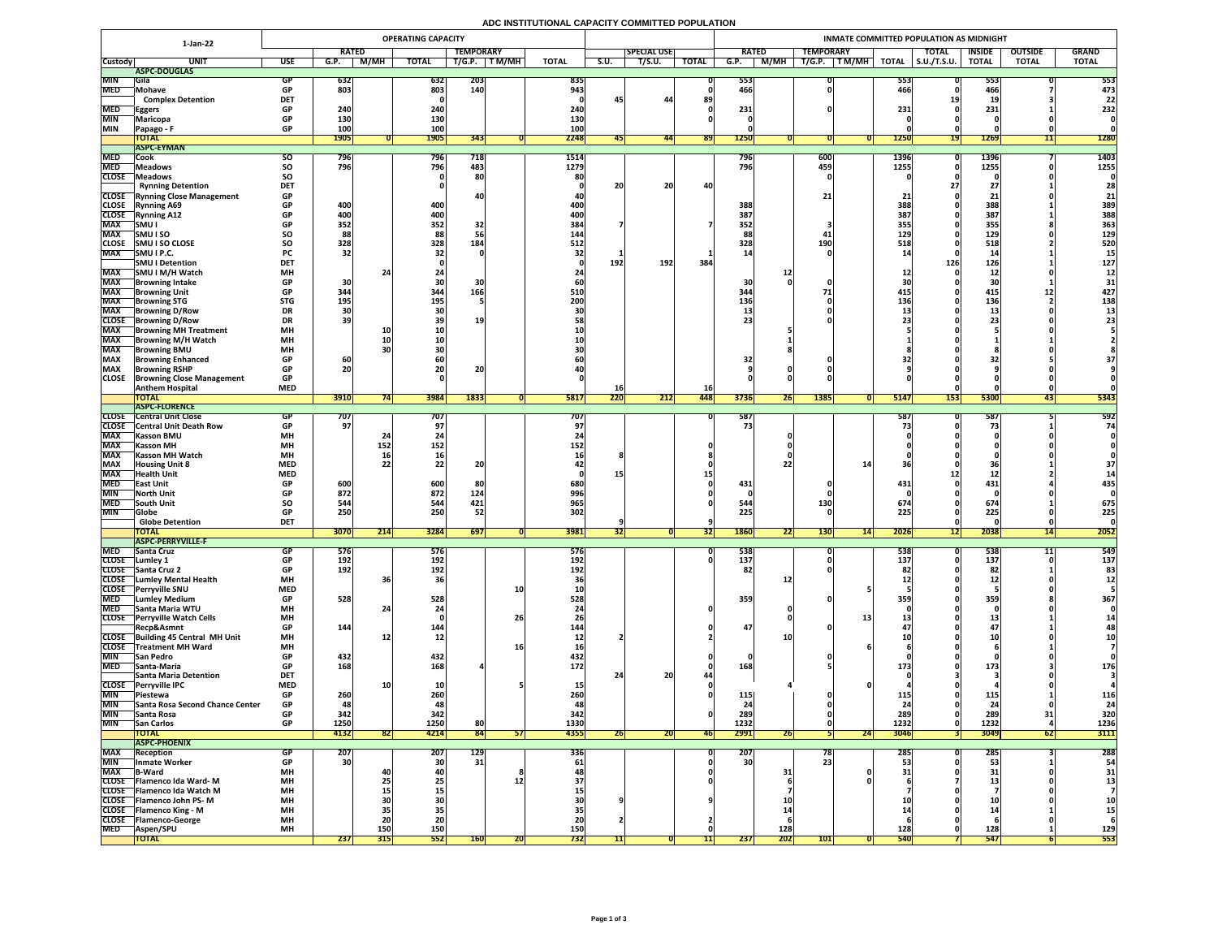# ADC INSTITUTIONAL CAPACITY COMMITTED POPULATION

| 1-Jan-22 | | | OPERATING CAPACITY | | | | | | | | | | INMATE COMMITTED POPULATION AS MIDNIGHT | | | | | | | | |
|---|---|---|---|---|---|---|---|---|---|---|---|---|---|---|---|---|---|---|---|---|---|
| | | | RATED | | | TEMPORARY | | | | SPECIAL USE | | | RATED | | TEMPORARY | | | TOTAL | INSIDE | OUTSIDE | GRAND |
| Custody | UNIT | USE | G.P. | M/MH | TOTAL | T/G.P. | T M/MH | TOTAL | S.U. | T/S.U. | TOTAL | G.P. | M/MH | T/G.P. | T M/MH | TOTAL | S.U./T.S.U. | TOTAL | TOTAL | TOTAL |
| | **ASPC-DOUGLAS** | | | | | | | | | | | | | | | | | | | |
| MIN | Gila | GP | 632 | | 632 | 203 | | 835 | | | 0 | 553 | | 0 | | 553 | 0 | 553 | 0 | 553 |
| MED | Mohave | GP | 803 | | 803 | 140 | | 943 | | | 0 | 466 | | 0 | | 466 | 0 | 466 | 7 | 473 |
| | Complex Detention | DET | | | 0 | | | 0 | 45 | 44 | 89 | | | | | | 19 | 19 | 3 | 22 |
| MED | Eggers | GP | 240 | | 240 | | | 240 | | | 0 | 231 | | 0 | | 231 | 0 | 231 | 1 | 232 |
| MIN | Maricopa | GP | 130 | | 130 | | | 130 | | | 0 | | | | | 0 | 0 | 0 | 0 | 0 |
| MIN | Papago - F | GP | 100 | | 100 | | | 100 | | | | 0 | | | | 0 | 0 | 0 | 0 | 0 |
| | **TOTAL** | | 1905 | 0 | 1905 | 343 | 0 | 2248 | 45 | 44 | 89 | 1250 | 0 | 0 | 0 | 1250 | 19 | 1269 | 11 | 1280 |
| | **ASPC-EYMAN** | | | | | | | | | | | | | | | | | | | |
| MED | Cook | SO | 796 | | 796 | 718 | | 1514 | | | | 796 | | 600 | | 1396 | 0 | 1396 | 7 | 1403 |
| MED | Meadows | SO | 796 | | 796 | 483 | | 1279 | | | | 796 | | 459 | | 1255 | 0 | 1255 | 0 | 1255 |
| CLOSE | Meadows | SO | | | 0 | 80 | | 80 | | | | | | 0 | | | 0 | 0 | 0 | 0 |
| | Rynning Detention | DET | | | 0 | | | 0 | 20 | 20 | 40 | | | | | | 27 | 27 | 1 | 28 |
| CLOSE | Rynning Close Management | GP | | | | 40 | | 40 | | | | | | 21 | | 21 | 0 | 21 | 0 | 21 |
| CLOSE | Rynning A69 | GP | 400 | | 400 | | | 400 | | | | 388 | | | | 388 | 0 | 388 | 1 | 389 |
| CLOSE | Rynning A12 | GP | 400 | | 400 | | | 400 | | | | 387 | | | | 387 | 0 | 387 | 1 | 388 |
| MAX | SMU I | GP | 352 | | 352 | 32 | | 384 | 7 | | 7 | 352 | | 3 | | 355 | 0 | 355 | 8 | 363 |
| MAX | SMU I SO | SO | 88 | | 88 | 56 | | 144 | | | | 88 | | 41 | | 129 | 0 | 129 | 0 | 129 |
| CLOSE | SMU I SO CLOSE | SO | 328 | | 328 | 184 | | 512 | | | | 328 | | 190 | | 518 | 0 | 518 | 2 | 520 |
| MAX | SMU I P.C. | PC | 32 | | 32 | 0 | | 32 | 1 | | 1 | 14 | | 0 | | 14 | 0 | 14 | 1 | 15 |
| | SMU I Detention | DET | | | 0 | | | 0 | 192 | 192 | 384 | | | | | | 126 | 126 | 1 | 127 |
| MAX | SMU I M/H Watch | MH | | 24 | 24 | | | 24 | | | | | 12 | | | 12 | 0 | 12 | 0 | 12 |
| MAX | Browning Intake | GP | 30 | | 30 | 30 | | 60 | | | | 30 | 0 | 0 | | 30 | 0 | 30 | 1 | 31 |
| MAX | Browning Unit | GP | 344 | | 344 | 166 | | 510 | | | | 344 | | 71 | | 415 | 0 | 415 | 12 | 427 |
| MAX | Browning STG | STG | 195 | | 195 | 5 | | 200 | | | | 136 | | 0 | | 136 | 0 | 136 | 2 | 138 |
| MAX | Browning D/Row | DR | 30 | | 30 | | | 30 | | | | 13 | | 0 | | 13 | 0 | 13 | 0 | 13 |
| CLOSE | Browning D/Row | DR | 39 | | 39 | 19 | | 58 | | | | 23 | | 0 | | 23 | 0 | 23 | 0 | 23 |
| MAX | Browning MH Treatment | MH | | 10 | 10 | | | 10 | | | | | 5 | | | 5 | 0 | 5 | 0 | 5 |
| MAX | Browning M/H Watch | MH | | 10 | 10 | | | 10 | | | | | 1 | | | 1 | 0 | 1 | 1 | 2 |
| MAX | Browning BMU | MH | | 30 | 30 | | | 30 | | | | | 8 | | | 8 | 0 | 8 | 0 | 8 |
| MAX | Browning Enhanced | GP | 60 | | 60 | | | 60 | | | | 32 | | 0 | | 32 | 0 | 32 | 5 | 37 |
| MAX | Browning RSHP | GP | 20 | | 20 | 20 | | 40 | | | | 9 | 0 | 0 | | 9 | 0 | 9 | 0 | 9 |
| CLOSE | Browning Close Management | GP | | | 0 | | | 0 | | | | 0 | 0 | 0 | | 0 | 0 | 0 | 0 | 0 |
| | Anthem Hospital | MED | | | | | | | 16 | | 16 | | | | | | 0 | 0 | 0 | 0 |
| | **TOTAL** | | 3910 | 74 | 3984 | 1833 | 0 | 5817 | 220 | 212 | 448 | 3736 | 26 | 1385 | 0 | 5147 | 153 | 5300 | 43 | 5343 |
| | **ASPC-FLORENCE** | | | | | | | | | | | | | | | | | | | |
| CLOSE | Central Unit Close | GP | 707 | | 707 | | | 707 | | | 0 | 587 | | | | 587 | 0 | 587 | 5 | 592 |
| CLOSE | Central Unit Death Row | GP | 97 | | 97 | | | 97 | | | | 73 | | | | 73 | 0 | 73 | 1 | 74 |
| MAX | Kasson BMU | MH | | 24 | 24 | | | 24 | | | | | 0 | | | 0 | 0 | 0 | 0 | 0 |
| MAX | Kasson MH | MH | | 152 | 152 | | | 152 | | | 0 | | 0 | | | 0 | 0 | 0 | 0 | 0 |
| MAX | Kasson MH Watch | MH | | 16 | 16 | | | 16 | 8 | | 8 | | 0 | | | 0 | 0 | 0 | 0 | 0 |
| MAX | Housing Unit 8 | MED | | 22 | 22 | 20 | | 42 | | | 0 | | 22 | | 14 | 36 | 0 | 36 | 1 | 37 |
| MAX | Health Unit | MED | | | | | | 0 | 15 | | 15 | | | | | | 12 | 12 | 2 | 14 |
| MED | East Unit | GP | 600 | | 600 | 80 | | 680 | | | 0 | 431 | | 0 | | 431 | 0 | 431 | 4 | 435 |
| MIN | North Unit | GP | 872 | | 872 | 124 | | 996 | | | 0 | 0 | | 0 | | 0 | 0 | 0 | 0 | 0 |
| MED | South Unit | SO | 544 | | 544 | 421 | | 965 | | | 0 | 544 | | 130 | | 674 | 0 | 674 | 1 | 675 |
| MIN | Globe | GP | 250 | | 250 | 52 | | 302 | | | | 225 | | 0 | | 225 | 0 | 225 | 0 | 225 |
| | Globe Detention | DET | | | | | | | 9 | | 9 | | | | | | 0 | 0 | 0 | 0 |
| | **TOTAL** | | 3070 | 214 | 3284 | 697 | 0 | 3981 | 32 | 0 | 32 | 1860 | 22 | 130 | 14 | 2026 | 12 | 2038 | 14 | 2052 |
| | **ASPC-PERRYVILLE-F** | | | | | | | | | | | | | | | | | | | |
| MED | Santa Cruz | GP | 576 | | 576 | | | 576 | | | 0 | 538 | | 0 | | 538 | 0 | 538 | 11 | 549 |
| CLOSE | Lumley 1 | GP | 192 | | 192 | | | 192 | | | 0 | 137 | | 0 | | 137 | 0 | 137 | 0 | 137 |
| CLOSE | Santa Cruz 2 | GP | 192 | | 192 | | | 192 | | | | 82 | | 0 | | 82 | 0 | 82 | 1 | 83 |
| CLOSE | Lumley Mental Health | MH | | 36 | 36 | | | 36 | | | | | 12 | | | 12 | 0 | 12 | 0 | 12 |
| CLOSE | Perryville SNU | MED | | | | | 10 | 10 | | | | | | | 5 | 5 | 0 | 5 | 0 | 5 |
| MED | Lumley Medium | GP | 528 | | 528 | | | 528 | | | | 359 | | 0 | | 359 | 0 | 359 | 8 | 367 |
| MED | Santa Maria WTU | MH | | 24 | 24 | | | 24 | | | 0 | | 0 | | | 0 | 0 | 0 | 0 | 0 |
| CLOSE | Perryville Watch Cells | MH | | | 0 | | 26 | 26 | | | | | 0 | | 13 | 13 | 0 | 13 | 1 | 14 |
| | Recp&Asmnt | GP | 144 | | 144 | | | 144 | | | 0 | 47 | | 0 | | 47 | 0 | 47 | 1 | 48 |
| CLOSE | Building 45 Central MH Unit | MH | | 12 | 12 | | | 12 | 2 | | 2 | | 10 | | | 10 | 0 | 10 | 0 | 10 |
| CLOSE | Treatment MH Ward | MH | | | | | 16 | 16 | | | | | | | 6 | 6 | 0 | 6 | 1 | 7 |
| MIN | San Pedro | GP | 432 | | 432 | | | 432 | | | 0 | 0 | | 0 | | 0 | 0 | 0 | 0 | 0 |
| MED | Santa-Maria | GP | 168 | | 168 | 4 | | 172 | | | 0 | 168 | | 5 | | 173 | 0 | 173 | 3 | 176 |
| | Santa Maria Detention | DET | | | | | | | 24 | 20 | 44 | | | | | 0 | 3 | 3 | 0 | 3 |
| CLOSE | Perryville IPC | MED | | 10 | 10 | | 5 | 15 | | | 0 | | 4 | | 0 | 4 | 0 | 4 | 0 | 4 |
| MIN | Piestewa | GP | 260 | | 260 | | | 260 | | | 0 | 115 | | 0 | | 115 | 0 | 115 | 1 | 116 |
| MIN | Santa Rosa Second Chance Center | GP | 48 | | 48 | | | 48 | | | | 24 | | 0 | | 24 | 0 | 24 | 0 | 24 |
| MIN | Santa Rosa | GP | 342 | | 342 | | | 342 | | | 0 | 289 | | 0 | | 289 | 0 | 289 | 31 | 320 |
| MIN | San Carlos | GP | 1250 | | 1250 | 80 | | 1330 | | | | 1232 | | 0 | | 1232 | 0 | 1232 | 4 | 1236 |
| | **TOTAL** | | 4132 | 82 | 4214 | 84 | 57 | 4355 | 26 | 20 | 46 | 2991 | 26 | 5 | 24 | 3046 | 3 | 3049 | 62 | 3111 |
| | **ASPC-PHOENIX** | | | | | | | | | | | | | | | | | | | |
| MAX | Reception | GP | 207 | | 207 | 129 | | 336 | | | 0 | 207 | | 78 | | 285 | 0 | 285 | 3 | 288 |
| MIN | Inmate Worker | GP | 30 | | 30 | 31 | | 61 | | | 0 | 30 | | 23 | | 53 | 0 | 53 | 1 | 54 |
| MAX | B-Ward | MH | | 40 | 40 | | 8 | 48 | | | 0 | | 31 | | 0 | 31 | 0 | 31 | 0 | 31 |
| CLOSE | Flamenco Ida Ward- M | MH | | 25 | 25 | | 12 | 37 | | | 0 | | 6 | | 0 | 6 | 7 | 13 | 0 | 13 |
| CLOSE | Flamenco Ida Watch M | MH | | 15 | 15 | | | 15 | | | | | 7 | | | 7 | 0 | 7 | 0 | 7 |
| CLOSE | Flamenco John PS- M | MH | | 30 | 30 | | | 30 | 9 | | 9 | | 10 | | | 10 | 0 | 10 | 0 | 10 |
| CLOSE | Flamenco King - M | MH | | 35 | 35 | | | 35 | | | | | 14 | | | 14 | 0 | 14 | 1 | 15 |
| CLOSE | Flamenco-George | MH | | 20 | 20 | | | 20 | 2 | | 2 | | 6 | | | 6 | 0 | 6 | 0 | 6 |
| MED | Aspen/SPU | MH | | 150 | 150 | | | 150 | | | 0 | | 128 | | | 128 | 0 | 128 | 1 | 129 |
| | **TOTAL** | | 237 | 315 | 552 | 160 | 20 | 732 | 11 | 0 | 11 | 237 | 202 | 101 | 0 | 540 | 7 | 547 | 6 | 553 |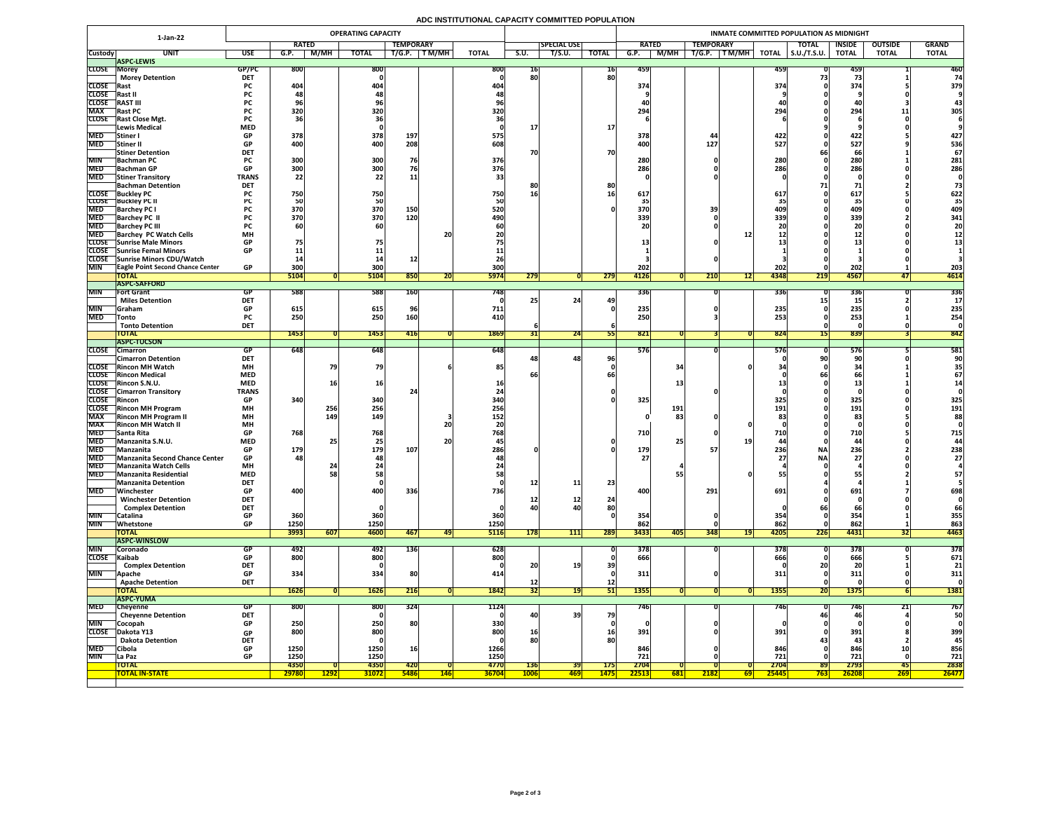# ADC INSTITUTIONAL CAPACITY COMMITTED POPULATION

| 1-Jan-22 | | | OPERATING CAPACITY | | | | | | | | | | INMATE COMMITTED POPULATION AS MIDNIGHT | | | | | | | | | |
|---|---|---|---|---|---|---|---|---|---|---|---|---|---|---|---|---|---|---|---|---|---|---|
| | | | RATED | | | TEMPORARY | | | | SPECIAL USE | | | RATED | | TEMPORARY | | | TOTAL | INSIDE | OUTSIDE | GRAND |
| Custody | UNIT | USE | G.P. | M/MH | TOTAL | T/G.P. | T M/MH | TOTAL | S.U. | T/S.U. | TOTAL | G.P. | M/MH | T/G.P. | T M/MH | TOTAL | S.U./T.S.U. | TOTAL | TOTAL | TOTAL |
| | **ASPC-LEWIS** | | | | | | | | | | | | | | | | | | | |
| CLOSE | Morey | GP/PC | 800 | | 800 | | | 800 | 16 | | 16 | 459 | | | | 459 | 0 | 459 | 1 | 460 |
| | Morey Detention | DET | | | 0 | | | 0 | 80 | | 80 | | | | | | 73 | 73 | 1 | 74 |
| CLOSE | Rast | PC | 404 | | 404 | | | 404 | | | | 374 | | | | 374 | 0 | 374 | 5 | 379 |
| CLOSE | Rast II | PC | 48 | | 48 | | | 48 | | | | 9 | | | | 9 | 0 | 9 | 0 | 9 |
| CLOSE | RAST III | PC | 96 | | 96 | | | 96 | | | | 40 | | | | 40 | 0 | 40 | 3 | 43 |
| MAX | Rast PC | PC | 320 | | 320 | | | 320 | | | | 294 | | | | 294 | 0 | 294 | 11 | 305 |
| CLOSE | Rast Close Mgt. | PC | 36 | | 36 | | | 36 | | | | 6 | | | | 6 | 0 | 6 | 0 | 6 |
| | Lewis Medical | MED | | | 0 | | | 0 | 17 | | 17 | | | | | | 9 | 9 | 0 | 9 |
| MED | Stiner I | GP | 378 | | 378 | 197 | | 575 | | | | 378 | | 44 | | 422 | 0 | 422 | 5 | 427 |
| MED | Stiner II | GP | 400 | | 400 | 208 | | 608 | | | | 400 | | 127 | | 527 | 0 | 527 | 9 | 536 |
| | Stiner Detention | DET | | | | | | | 70 | | 70 | | | | | | 66 | 66 | 1 | 67 |
| MIN | Bachman PC | PC | 300 | | 300 | 76 | | 376 | | | | 280 | | 0 | | 280 | 0 | 280 | 1 | 281 |
| MED | Bachman GP | GP | 300 | | 300 | 76 | | 376 | | | | 286 | | 0 | | 286 | 0 | 286 | 0 | 286 |
| MED | Stiner Transitory | TRANS | 22 | | 22 | 11 | | 33 | | | | 0 | | 0 | | 0 | 0 | 0 | 0 | 0 |
| | Bachman Detention | DET | | | | | | 0 | 80 | | 80 | | | | | | 71 | 71 | 2 | 73 |
| CLOSE | Buckley PC | PC | 750 | | 750 | | | 750 | 16 | | 16 | 617 | | | | 617 | 0 | 617 | 5 | 622 |
| CLOSE | Buckley PC II | PC | 50 | | 50 | | | 50 | | | | 35 | | | | 35 | 0 | 35 | 0 | 35 |
| MED | Barchey PC I | PC | 370 | | 370 | 150 | | 520 | | | 0 | 370 | | 39 | | 409 | 0 | 409 | 0 | 409 |
| MED | Barchey PC II | PC | 370 | | 370 | 120 | | 490 | | | | 339 | | 0 | | 339 | 0 | 339 | 2 | 341 |
| MED | Barchey PC III | PC | 60 | | 60 | | | 60 | | | | 20 | | 0 | | 20 | 0 | 20 | 0 | 20 |
| MED | Barchey PC Watch Cells | MH | | | | | 20 | 20 | | | | | | | 12 | 12 | 0 | 12 | 0 | 12 |
| CLOSE | Sunrise Male Minors | GP | 75 | | 75 | | | 75 | | | | 13 | | 0 | | 13 | 0 | 13 | 0 | 13 |
| CLOSE | Sunrise Femal Minors | GP | 11 | | 11 | | | 11 | | | | 1 | | | | 1 | 0 | 1 | 0 | 1 |
| CLOSE | Sunrise Minors CDU/Watch | | 14 | | 14 | 12 | | 26 | | | | 3 | | 0 | | 3 | 0 | 3 | 0 | 3 |
| MIN | Eagle Point Second Chance Center | GP | 300 | | 300 | | | 300 | | | | 202 | | | | 202 | 0 | 202 | 1 | 203 |
| | **TOTAL** | | 5104 | 0 | 5104 | 850 | 20 | 5974 | 279 | 0 | 279 | 4126 | 0 | 210 | 12 | 4348 | 219 | 4567 | 47 | 4614 |
| | **ASPC-SAFFORD** | | | | | | | | | | | | | | | | | | | |
| MIN | Fort Grant | GP | 588 | | 588 | 160 | | 748 | | | | 336 | | 0 | | 336 | 0 | 336 | 0 | 336 |
| | Miles Detention | DET | | | | | | 0 | 25 | 24 | 49 | | | | | | 15 | 15 | 2 | 17 |
| MIN | Graham | GP | 615 | | 615 | 96 | | 711 | | | 0 | 235 | | 0 | | 235 | 0 | 235 | 0 | 235 |
| MED | Tonto | PC | 250 | | 250 | 160 | | 410 | | | | 250 | | 3 | | 253 | 0 | 253 | 1 | 254 |
| | Tonto Detention | DET | | | | | | | 6 | | 6 | | | | | | 0 | 0 | 0 | 0 |
| | **TOTAL** | | 1453 | 0 | 1453 | 416 | 0 | 1869 | 31 | 24 | 55 | 821 | 0 | 3 | 0 | 824 | 15 | 839 | 3 | 842 |
| | **ASPC-TUCSON** | | | | | | | | | | | | | | | | | | | |
| CLOSE | Cimarron | GP | 648 | | 648 | | | 648 | | | | 576 | | 0 | | 576 | 0 | 576 | 5 | 581 |
| | Cimarron Detention | DET | | | | | | | 48 | 48 | 96 | | | | | 0 | 90 | 90 | 0 | 90 |
| CLOSE | Rincon MH Watch | MH | | 79 | 79 | | 6 | 85 | | | 0 | | 34 | | 0 | 34 | 0 | 34 | 1 | 35 |
| CLOSE | Rincon Medical | MED | | | | | | | 66 | | 66 | | | | | 0 | 66 | 66 | 1 | 67 |
| CLOSE | Rincon S.N.U. | MED | | 16 | 16 | | | 16 | | | | | 13 | | | 13 | 0 | 13 | 1 | 14 |
| CLOSE | Cimarron Transitory | TRANS | | | | 24 | | 24 | | | 0 | | | 0 | | 0 | 0 | 0 | 0 | 0 |
| CLOSE | Rincon | GP | 340 | | 340 | | | 340 | | | 0 | 325 | | | | 325 | 0 | 325 | 0 | 325 |
| CLOSE | Rincon MH Program | MH | | 256 | 256 | | | 256 | | | | | 191 | | | 191 | 0 | 191 | 0 | 191 |
| MAX | Rincon MH Program II | MH | | 149 | 149 | | 3 | 152 | | | | 0 | 83 | 0 | | 83 | 0 | 83 | 5 | 88 |
| MAX | Rincon MH Watch II | MH | | | | | 20 | 20 | | | | | | | 0 | 0 | 0 | 0 | 0 | 0 |
| MED | Santa Rita | GP | 768 | | 768 | | | 768 | | | | 710 | | 0 | | 710 | 0 | 710 | 5 | 715 |
| MED | Manzanita S.N.U. | MED | | 25 | 25 | | 20 | 45 | | | 0 | | 25 | | 19 | 44 | 0 | 44 | 0 | 44 |
| MED | Manzanita | GP | 179 | | 179 | 107 | | 286 | 0 | | 0 | 179 | | 57 | | 236 | NA | 236 | 2 | 238 |
| MED | Manzanita Second Chance Center | GP | 48 | | 48 | | | 48 | | | | 27 | | | | 27 | NA | 27 | 0 | 27 |
| MED | Manzanita Watch Cells | MH | | 24 | 24 | | | 24 | | | | | 4 | | | 4 | 0 | 4 | 0 | 4 |
| MED | Manzanita Residential | MED | | 58 | 58 | | | 58 | | | | | 55 | | 0 | 55 | 0 | 55 | 2 | 57 |
| | Manzanita Detention | DET | | | 0 | | | 0 | 12 | 11 | 23 | | | | | | 4 | 4 | 1 | 5 |
| MED | Winchester | GP | 400 | | 400 | 336 | | 736 | | | | 400 | | 291 | | 691 | 0 | 691 | 7 | 698 |
| | Winchester Detention | DET | | | | | | | 12 | 12 | 24 | | | | | | 0 | 0 | 0 | 0 |
| | Complex Detention | DET | | | 0 | | | 0 | 40 | 40 | 80 | | | | | 0 | 66 | 66 | 0 | 66 |
| MIN | Catalina | GP | 360 | | 360 | | | 360 | | | 0 | 354 | | 0 | | 354 | 0 | 354 | 1 | 355 |
| MIN | Whetstone | GP | 1250 | | 1250 | | | 1250 | | | | 862 | | 0 | | 862 | 0 | 862 | 1 | 863 |
| | **TOTAL** | | 3993 | 607 | 4600 | 467 | 49 | 5116 | 178 | 111 | 289 | 3433 | 405 | 348 | 19 | 4205 | 226 | 4431 | 32 | 4463 |
| | **ASPC-WINSLOW** | | | | | | | | | | | | | | | | | | | |
| MIN | Coronado | GP | 492 | | 492 | 136 | | 628 | | | 0 | 378 | | 0 | | 378 | 0 | 378 | 0 | 378 |
| CLOSE | Kaibab | GP | 800 | | 800 | | | 800 | | | 0 | 666 | | | | 666 | 0 | 666 | 5 | 671 |
| | Complex Detention | DET | | | 0 | | | 0 | 20 | 19 | 39 | | | | | 0 | 20 | 20 | 1 | 21 |
| MIN | Apache | GP | 334 | | 334 | 80 | | 414 | | | 0 | 311 | | 0 | | 311 | 0 | 311 | 0 | 311 |
| | Apache Detention | DET | | | | | | | 12 | | 12 | | | | | | 0 | 0 | 0 | 0 |
| | **TOTAL** | | 1626 | 0 | 1626 | 216 | 0 | 1842 | 32 | 19 | 51 | 1355 | 0 | 0 | 0 | 1355 | 20 | 1375 | 6 | 1381 |
| | **ASPC-YUMA** | | | | | | | | | | | | | | | | | | | |
| MED | Cheyenne | GP | 800 | | 800 | 324 | | 1124 | | | | 746 | | 0 | | 746 | 0 | 746 | 21 | 767 |
| | Cheyenne Detention | DET | | | 0 | | | 0 | 40 | 39 | 79 | | | | | | 46 | 46 | 4 | 50 |
| MIN | Cocopah | GP | 250 | | 250 | 80 | | 330 | | | 0 | 0 | | 0 | | 0 | 0 | 0 | 0 | 0 |
| CLOSE | Dakota Y13 | GP | 800 | | 800 | | | 800 | 16 | | 16 | 391 | | 0 | | 391 | 0 | 391 | 8 | 399 |
| | Dakota Detention | DET | | | 0 | | | 0 | 80 | | 80 | | | | | | 43 | 43 | 2 | 45 |
| MED | Cibola | GP | 1250 | | 1250 | 16 | | 1266 | | | | 846 | | 0 | | 846 | 0 | 846 | 10 | 856 |
| MIN | La Paz | GP | 1250 | | 1250 | | | 1250 | | | | 721 | | 0 | | 721 | 0 | 721 | 0 | 721 |
| | **TOTAL** | | 4350 | 0 | 4350 | 420 | 0 | 4770 | 136 | 39 | 175 | 2704 | 0 | 0 | 0 | 2704 | 89 | 2793 | 45 | 2838 |
| | **TOTAL IN-STATE** | | 29780 | 1292 | 31072 | 5486 | 146 | 36704 | 1006 | 469 | 1475 | 22513 | 681 | 2182 | 69 | 25445 | 763 | 26208 | 269 | 26477 |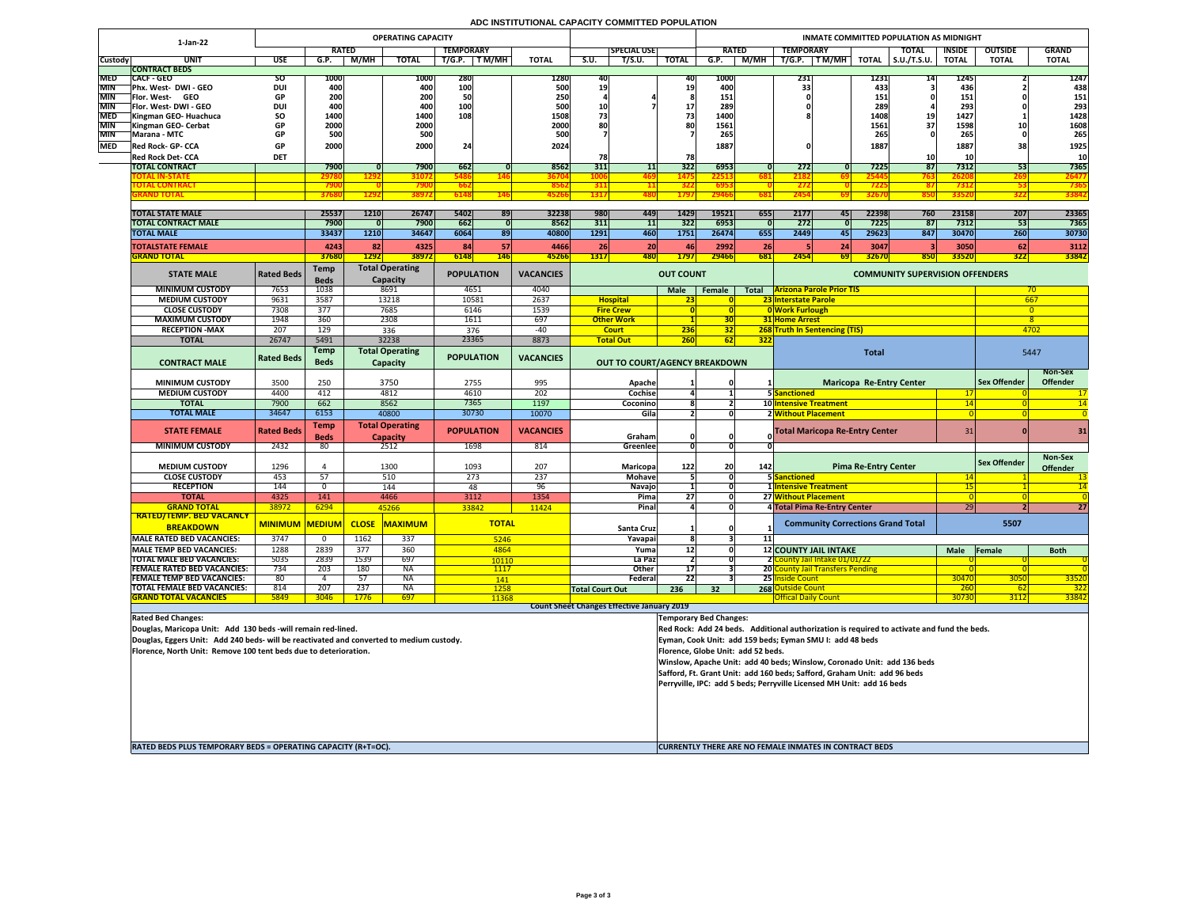# ADC INSTITUTIONAL CAPACITY COMMITTED POPULATION

| 1-Jan-22 | | | OPERATING CAPACITY | | | | | | | | | | INMATE COMMITTED POPULATION AS MIDNIGHT | | | | | | | | | |
|---|---|---|---|---|---|---|---|---|---|---|---|---|---|---|---|---|---|---|---|---|---|---|
| | | | RATED | | | TEMPORARY | | | | SPECIAL USE | | RATED | | TEMPORARY | | | TOTAL | INSIDE | OUTSIDE | GRAND |
| Custody | UNIT | USE | G.P. | M/MH | TOTAL | T/G.P. | T M/MH | TOTAL | S.U. | T/S.U. | TOTAL | G.P. | M/MH | T/G.P. | T M/MH | TOTAL | S.U./T.S.U. | TOTAL | TOTAL | TOTAL |
| | **CONTRACT BEDS** | | | | | | | | | | | | | | | | | | | |
| MED | CACF - GEO | SO | 1000 | | 1000 | 280 | | 1280 | 40 | | 40 | 1000 | | 231 | | 1231 | 14 | 1245 | 2 | 1247 |
| MIN | Phx. West- DWI - GEO | DUI | 400 | | 400 | 100 | | 500 | 19 | | 19 | 400 | | 33 | | 433 | 3 | 436 | 2 | 438 |
| MIN | Flor. West- GEO | GP | 200 | | 200 | 50 | | 250 | 4 | 4 | 8 | 151 | | 0 | | 151 | 0 | 151 | 0 | 151 |
| MIN | Flor. West- DWI - GEO | DUI | 400 | | 400 | 100 | | 500 | 10 | 7 | 17 | 289 | | 0 | | 289 | 4 | 293 | 0 | 293 |
| MED | Kingman GEO- Huachuca | SO | 1400 | | 1400 | 108 | | 1508 | 73 | | 73 | 1400 | | 8 | | 1408 | 19 | 1427 | 1 | 1428 |
| MIN | Kingman GEO- Cerbat | GP | 2000 | | 2000 | | | 2000 | 80 | | 80 | 1561 | | | | 1561 | 37 | 1598 | 10 | 1608 |
| MIN | Marana - MTC | GP | 500 | | 500 | | | 500 | 7 | | 7 | 265 | | | | 265 | 0 | 265 | 0 | 265 |
| MED | Red Rock- GP- CCA | GP | 2000 | | 2000 | 24 | | 2024 | | | | 1887 | | 0 | | 1887 | | 1887 | 38 | 1925 |
| | Red Rock Det- CCA | DET | | | | | | | 78 | | 78 | | | | | | 10 | 10 | | 10 |
| | **TOTAL CONTRACT** | | 7900 | 0 | 7900 | 662 | 0 | 8562 | 311 | 11 | 322 | 6953 | 0 | 272 | 0 | 7225 | 87 | 7312 | 53 | 7365 |
| | **TOTAL IN-STATE** | | 29780 | 1292 | 31072 | 5486 | 146 | 36704 | 1006 | 469 | 1475 | 22513 | 681 | 2182 | 69 | 25445 | 763 | 26208 | 269 | 26477 |
| | **TOTAL CONTRACT** | | 7900 | 0 | 7900 | 662 | | 8562 | 311 | 11 | 322 | 6953 | 0 | 272 | 0 | 7225 | 87 | 7312 | 53 | 7365 |
| | **GRAND TOTAL** | | 37680 | 1292 | 38972 | 6148 | 146 | 45266 | 1317 | 480 | 1797 | 29466 | 681 | 2454 | 69 | 32670 | 850 | 33520 | 322 | 33842 |
| | **TOTAL STATE MALE** | | 25537 | 1210 | 26747 | 5402 | 89 | 32238 | 980 | 449 | 1429 | 19521 | 655 | 2177 | 45 | 22398 | 760 | 23158 | 207 | 23365 |
| | **TOTAL CONTRACT MALE** | | 7900 | 0 | 7900 | 662 | 0 | 8562 | 311 | 11 | 322 | 6953 | 0 | 272 | 0 | 7225 | 87 | 7312 | 53 | 7365 |
| | **TOTAL MALE** | | 33437 | 1210 | 34647 | 6064 | 89 | 40800 | 1291 | 460 | 1751 | 26474 | 655 | 2449 | 45 | 29623 | 847 | 30470 | 260 | 30730 |
| | **TOTALSTATE FEMALE** | | 4243 | 82 | 4325 | 84 | 57 | 4466 | 26 | 20 | 46 | 2992 | 26 | 5 | 24 | 3047 | 3 | 3050 | 62 | 3112 |
| | **GRAND TOTAL** | | 37680 | 1292 | 38972 | 6148 | 146 | 45266 | 1317 | 480 | 1797 | 29466 | 681 | 2454 | 69 | 32670 | 850 | 33520 | 322 | 33842 |

| STATE MALE | Rated Beds | Temp Beds | Total Operating Capacity | POPULATION | VACANCIES |
|---|---|---|---|---|---|
| MINIMUM CUSTODY | 7653 | 1038 | 8691 | 4651 | 4040 |
| MEDIUM CUSTODY | 9631 | 3587 | 13218 | 10581 | 2637 |
| CLOSE CUSTODY | 7308 | 377 | 7685 | 6146 | 1539 |
| MAXIMUM CUSTODY | 1948 | 360 | 2308 | 1611 | 697 |
| RECEPTION -MAX | 207 | 129 | 336 | 376 | -40 |
| TOTAL | 26747 | 5491 | 32238 | 23365 | 8873 |

| CONTRACT MALE | Rated Beds | Temp Beds | Total Operating Capacity | POPULATION | VACANCIES |
|---|---|---|---|---|---|
| MINIMUM CUSTODY | 3500 | 250 | 3750 | 2755 | 995 |
| MEDIUM CUSTODY | 4400 | 412 | 4812 | 4610 | 202 |
| TOTAL | 7900 | 662 | 8562 | 7365 | 1197 |
| TOTAL MALE | 34647 | 6153 | 40800 | 30730 | 10070 |

| STATE FEMALE | Rated Beds | Temp Beds | Total Operating Capacity | POPULATION | VACANCIES |
|---|---|---|---|---|---|
| MINIMUM CUSTODY | 2432 | 80 | 2512 | 1698 | 814 |
| MEDIUM CUSTODY | 1296 | 4 | 1300 | 1093 | 207 |
| CLOSE CUSTODY | 453 | 57 | 510 | 273 | 237 |
| RECEPTION | 144 | 0 | 144 | 48 | 96 |
| TOTAL | 4325 | 141 | 4466 | 3112 | 1354 |
| GRAND TOTAL | 38972 | 6294 | 45266 | 33842 | 11424 |

| RATED/TEMP. BED VACANCY BREAKDOWN | MINIMUM | MEDIUM | CLOSE | MAXIMUM | TOTAL |
|---|---|---|---|---|---|
| MALE RATED BED VACANCIES: | 3747 | 0 | 1162 | 337 | 5246 |
| MALE TEMP BED VACANCIES: | 1288 | 2839 | 377 | 360 | 4864 |
| TOTAL MALE BED VACANCIES: | 5035 | 2839 | 1539 | 697 | 10110 |
| FEMALE RATED BED VACANCIES: | 734 | 203 | 180 | NA | 1117 |
| FEMALE TEMP BED VACANCIES: | 80 | 4 | 57 | NA | 141 |
| TOTAL FEMALE BED VACANCIES: | 814 | 207 | 237 | NA | 1258 |
| GRAND TOTAL VACANCIES | 5849 | 3046 | 1776 | 697 | 11368 |

| OUT COUNT | Male | Female | Total |
|---|---|---|---|
| Hospital | 23 | 0 | 23 |
| Fire Crew | 0 | 0 | 0 |
| Other Work | 1 | 30 | 31 |
| Court | 236 | 32 | 268 |
| Total Out | 260 | 62 | 322 |

| OUT TO COURT/AGENCY BREAKDOWN | | | |
|---|---|---|---|
| Apache | 1 | 0 | 1 |
| Cochise | 4 | 1 | 5 |
| Coconino | 8 | 2 | 10 |
| Gila | 2 | 0 | 2 |
| Graham | 0 | 0 | 0 |
| Greenlee | 0 | 0 | 0 |
| Maricopa | 122 | 20 | 142 |
| Mohave | 5 | 0 | 5 |
| Navajo | 1 | 0 | 1 |
| Pima | 27 | 0 | 27 |
| Pinal | 4 | 0 | 4 |
| Santa Cruz | 1 | 0 | 1 |
| Yavapai | 8 | 3 | 11 |
| Yuma | 12 | 0 | 12 |
| La Paz | 2 | 0 | 2 |
| Other | 17 | 3 | 20 |
| Federal | 22 | 3 | 25 |
| Total Court Out | 236 | 32 | 268 |

Count Sheet Changes Effective January 2019

| COMMUNITY SUPERVISION OFFENDERS | |
|---|---|
| Arizona Parole Prior TIS | 70 |
| Interstate Parole | 667 |
| Work Furlough | 0 |
| Home Arrest | 8 |
| Truth In Sentencing (TIS) | 4702 |
| Total | 5447 |

| Maricopa Re-Entry Center | | Sex Offender | Non-Sex Offender |
|---|---|---|---|
| Sanctioned | 17 | 0 | 17 |
| Intensive Treatment | 14 | 0 | 14 |
| Without Placement | 0 | 0 | 0 |
| Total Maricopa Re-Entry Center | 31 | 0 | 31 |

| Pima Re-Entry Center | | Sex Offender | Non-Sex Offender |
|---|---|---|---|
| Sanctioned | 14 | 1 | 13 |
| Intensive Treatment | 15 | 1 | 14 |
| Without Placement | 0 | 0 | 0 |
| Total Pima Re-Entry Center | 29 | 2 | 27 |

| Community Corrections Grand Total | 5507 |
|---|---|

| COUNTY JAIL INTAKE | Male | Female | Both |
|---|---|---|---|
| County Jail Intake 01/01/22 | 0 | 0 | 0 |
| County Jail Transfers Pending | 0 | 0 | 0 |
| Inside Count | 30470 | 3050 | 33520 |
| Outside Count | 260 | 62 | 322 |
| Offical Daily Count | 30730 | 3112 | 33842 |

**Rated Bed Changes:**

Douglas, Maricopa Unit: Add 130 beds -will remain red-lined.

Douglas, Eggers Unit: Add 240 beds- will be reactivated and converted to medium custody.

Florence, North Unit: Remove 100 tent beds due to deterioration.

**Temporary Bed Changes:**

Red Rock: Add 24 beds. Additional authorization is required to activate and fund the beds.

Eyman, Cook Unit: add 159 beds; Eyman SMU I: add 48 beds

Florence, Globe Unit: add 52 beds.

Winslow, Apache Unit: add 40 beds; Winslow, Coronado Unit: add 136 beds

Safford, Ft. Grant Unit: add 160 beds; Safford, Graham Unit: add 96 beds

Perryville, IPC: add 5 beds; Perryville Licensed MH Unit: add 16 beds

**RATED BEDS PLUS TEMPORARY BEDS = OPERATING CAPACITY (R+T=OC).**

**CURRENTLY THERE ARE NO FEMALE INMATES IN CONTRACT BEDS**